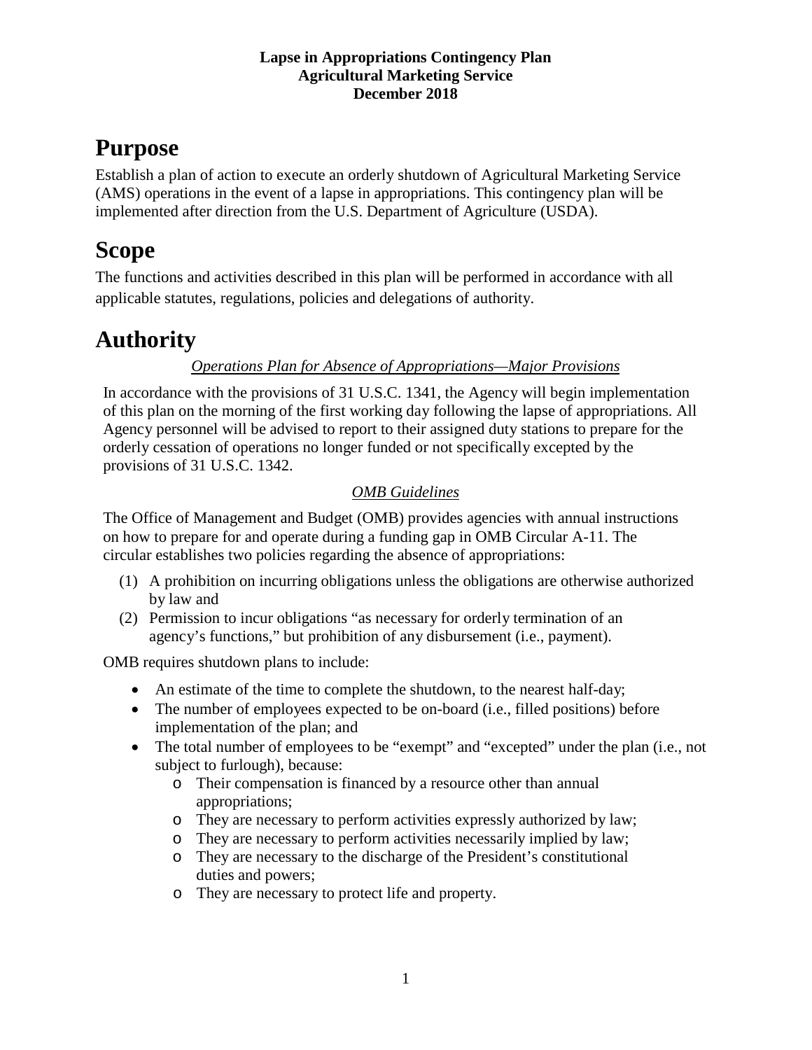**Lapse in Appropriations Contingency Plan**
**Agricultural Marketing Service**
**December 2018**

# Purpose

Establish a plan of action to execute an orderly shutdown of Agricultural Marketing Service (AMS) operations in the event of a lapse in appropriations. This contingency plan will be implemented after direction from the U.S. Department of Agriculture (USDA).

# Scope

The functions and activities described in this plan will be performed in accordance with all applicable statutes, regulations, policies and delegations of authority.

# Authority

*Operations Plan for Absence of Appropriations—Major Provisions*

In accordance with the provisions of 31 U.S.C. 1341, the Agency will begin implementation of this plan on the morning of the first working day following the lapse of appropriations. All Agency personnel will be advised to report to their assigned duty stations to prepare for the orderly cessation of operations no longer funded or not specifically excepted by the provisions of 31 U.S.C. 1342.

*OMB Guidelines*

The Office of Management and Budget (OMB) provides agencies with annual instructions on how to prepare for and operate during a funding gap in OMB Circular A-11. The circular establishes two policies regarding the absence of appropriations:

(1) A prohibition on incurring obligations unless the obligations are otherwise authorized by law and
(2) Permission to incur obligations "as necessary for orderly termination of an agency's functions," but prohibition of any disbursement (i.e., payment).

OMB requires shutdown plans to include:

- An estimate of the time to complete the shutdown, to the nearest half-day;
- The number of employees expected to be on-board (i.e., filled positions) before implementation of the plan; and
- The total number of employees to be "exempt" and "excepted" under the plan (i.e., not subject to furlough), because:
  - Their compensation is financed by a resource other than annual appropriations;
  - They are necessary to perform activities expressly authorized by law;
  - They are necessary to perform activities necessarily implied by law;
  - They are necessary to the discharge of the President's constitutional duties and powers;
  - They are necessary to protect life and property.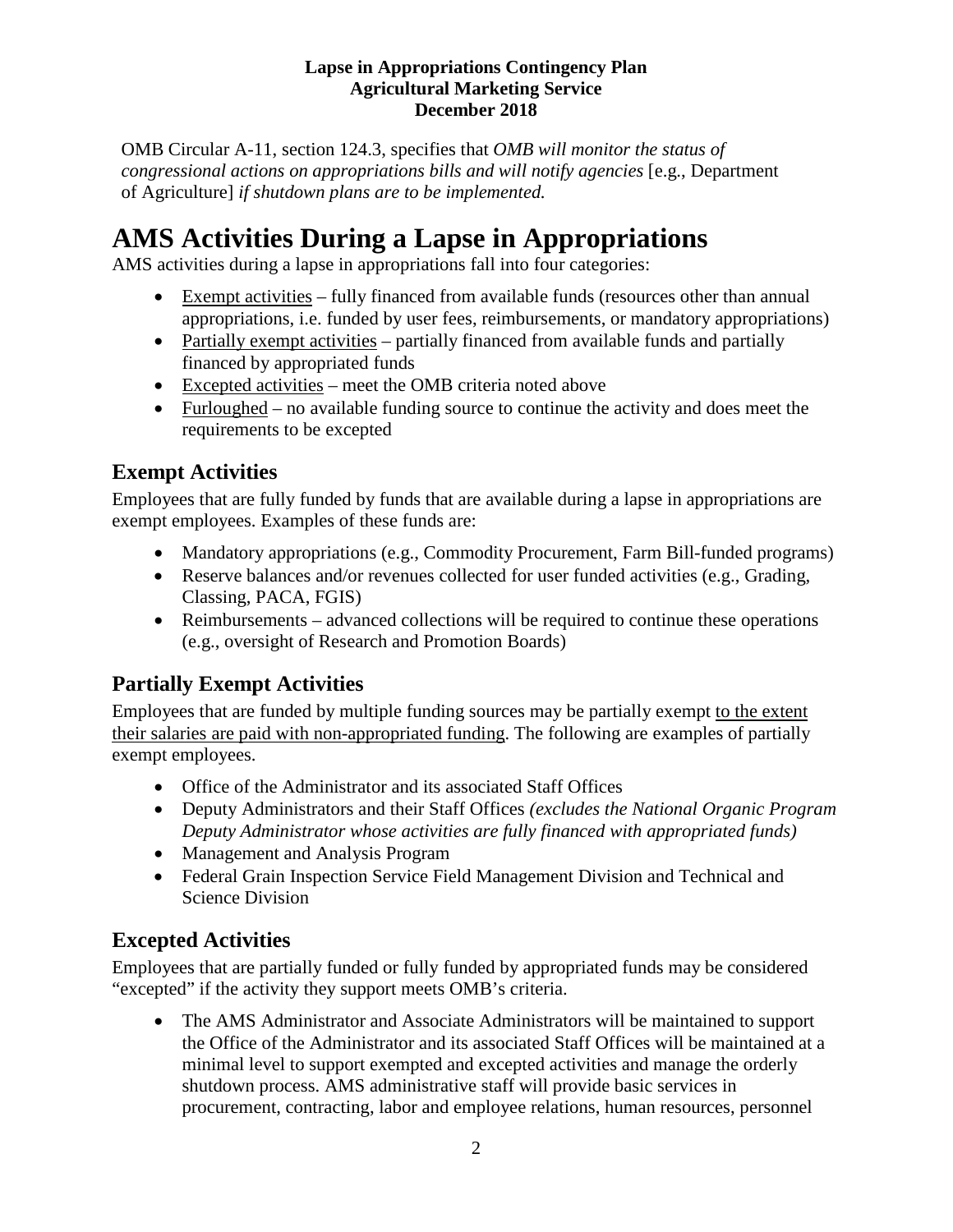OMB Circular A-11, section 124.3, specifies that *OMB will monitor the status of congressional actions on appropriations bills and will notify agencies* [e.g., Department of Agriculture] *if shutdown plans are to be implemented.*

# AMS Activities During a Lapse in Appropriations

AMS activities during a lapse in appropriations fall into four categories:

- <u>Exempt activities</u> – fully financed from available funds (resources other than annual appropriations, i.e. funded by user fees, reimbursements, or mandatory appropriations)
- <u>Partially exempt activities</u> – partially financed from available funds and partially financed by appropriated funds
- <u>Excepted activities</u> – meet the OMB criteria noted above
- <u>Furloughed</u> – no available funding source to continue the activity and does meet the requirements to be excepted

## Exempt Activities

Employees that are fully funded by funds that are available during a lapse in appropriations are exempt employees. Examples of these funds are:

- Mandatory appropriations (e.g., Commodity Procurement, Farm Bill-funded programs)
- Reserve balances and/or revenues collected for user funded activities (e.g., Grading, Classing, PACA, FGIS)
- Reimbursements – advanced collections will be required to continue these operations (e.g., oversight of Research and Promotion Boards)

## Partially Exempt Activities

Employees that are funded by multiple funding sources may be partially exempt <u>to the extent their salaries are paid with non-appropriated funding</u>. The following are examples of partially exempt employees.

- Office of the Administrator and its associated Staff Offices
- Deputy Administrators and their Staff Offices *(excludes the National Organic Program Deputy Administrator whose activities are fully financed with appropriated funds)*
- Management and Analysis Program
- Federal Grain Inspection Service Field Management Division and Technical and Science Division

## Excepted Activities

Employees that are partially funded or fully funded by appropriated funds may be considered "excepted" if the activity they support meets OMB's criteria.

- The AMS Administrator and Associate Administrators will be maintained to support the Office of the Administrator and its associated Staff Offices will be maintained at a minimal level to support exempted and excepted activities and manage the orderly shutdown process. AMS administrative staff will provide basic services in procurement, contracting, labor and employee relations, human resources, personnel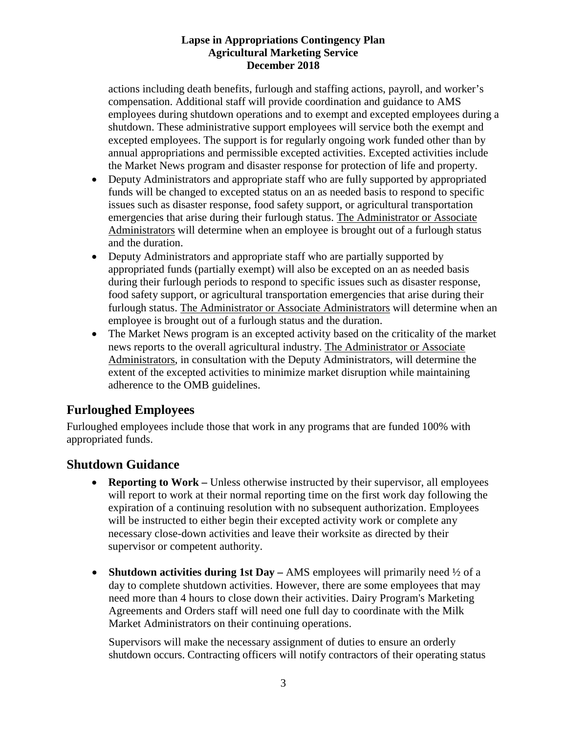actions including death benefits, furlough and staffing actions, payroll, and worker's compensation. Additional staff will provide coordination and guidance to AMS employees during shutdown operations and to exempt and excepted employees during a shutdown. These administrative support employees will service both the exempt and excepted employees. The support is for regularly ongoing work funded other than by annual appropriations and permissible excepted activities. Excepted activities include the Market News program and disaster response for protection of life and property.

- Deputy Administrators and appropriate staff who are fully supported by appropriated funds will be changed to excepted status on an as needed basis to respond to specific issues such as disaster response, food safety support, or agricultural transportation emergencies that arise during their furlough status. <u>The Administrator or Associate Administrators</u> will determine when an employee is brought out of a furlough status and the duration.
- Deputy Administrators and appropriate staff who are partially supported by appropriated funds (partially exempt) will also be excepted on an as needed basis during their furlough periods to respond to specific issues such as disaster response, food safety support, or agricultural transportation emergencies that arise during their furlough status. <u>The Administrator or Associate Administrators</u> will determine when an employee is brought out of a furlough status and the duration.
- The Market News program is an excepted activity based on the criticality of the market news reports to the overall agricultural industry. <u>The Administrator or Associate Administrators</u>, in consultation with the Deputy Administrators, will determine the extent of the excepted activities to minimize market disruption while maintaining adherence to the OMB guidelines.

## Furloughed Employees

Furloughed employees include those that work in any programs that are funded 100% with appropriated funds.

## Shutdown Guidance

- **Reporting to Work –** Unless otherwise instructed by their supervisor, all employees will report to work at their normal reporting time on the first work day following the expiration of a continuing resolution with no subsequent authorization. Employees will be instructed to either begin their excepted activity work or complete any necessary close-down activities and leave their worksite as directed by their supervisor or competent authority.

- **Shutdown activities during 1st Day –** AMS employees will primarily need ½ of a day to complete shutdown activities. However, there are some employees that may need more than 4 hours to close down their activities. Dairy Program's Marketing Agreements and Orders staff will need one full day to coordinate with the Milk Market Administrators on their continuing operations.

  Supervisors will make the necessary assignment of duties to ensure an orderly shutdown occurs. Contracting officers will notify contractors of their operating status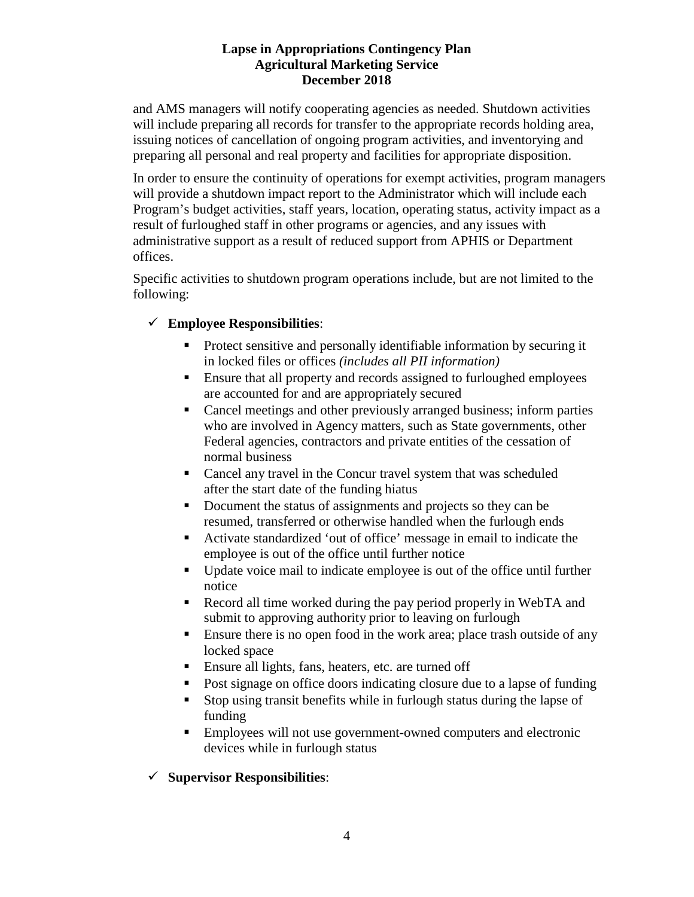and AMS managers will notify cooperating agencies as needed. Shutdown activities will include preparing all records for transfer to the appropriate records holding area, issuing notices of cancellation of ongoing program activities, and inventorying and preparing all personal and real property and facilities for appropriate disposition.

In order to ensure the continuity of operations for exempt activities, program managers will provide a shutdown impact report to the Administrator which will include each Program's budget activities, staff years, location, operating status, activity impact as a result of furloughed staff in other programs or agencies, and any issues with administrative support as a result of reduced support from APHIS or Department offices.

Specific activities to shutdown program operations include, but are not limited to the following:

- ✓ **Employee Responsibilities**:
  - Protect sensitive and personally identifiable information by securing it in locked files or offices *(includes all PII information)*
  - Ensure that all property and records assigned to furloughed employees are accounted for and are appropriately secured
  - Cancel meetings and other previously arranged business; inform parties who are involved in Agency matters, such as State governments, other Federal agencies, contractors and private entities of the cessation of normal business
  - Cancel any travel in the Concur travel system that was scheduled after the start date of the funding hiatus
  - Document the status of assignments and projects so they can be resumed, transferred or otherwise handled when the furlough ends
  - Activate standardized 'out of office' message in email to indicate the employee is out of the office until further notice
  - Update voice mail to indicate employee is out of the office until further notice
  - Record all time worked during the pay period properly in WebTA and submit to approving authority prior to leaving on furlough
  - Ensure there is no open food in the work area; place trash outside of any locked space
  - Ensure all lights, fans, heaters, etc. are turned off
  - Post signage on office doors indicating closure due to a lapse of funding
  - Stop using transit benefits while in furlough status during the lapse of funding
  - Employees will not use government-owned computers and electronic devices while in furlough status

- ✓ **Supervisor Responsibilities**: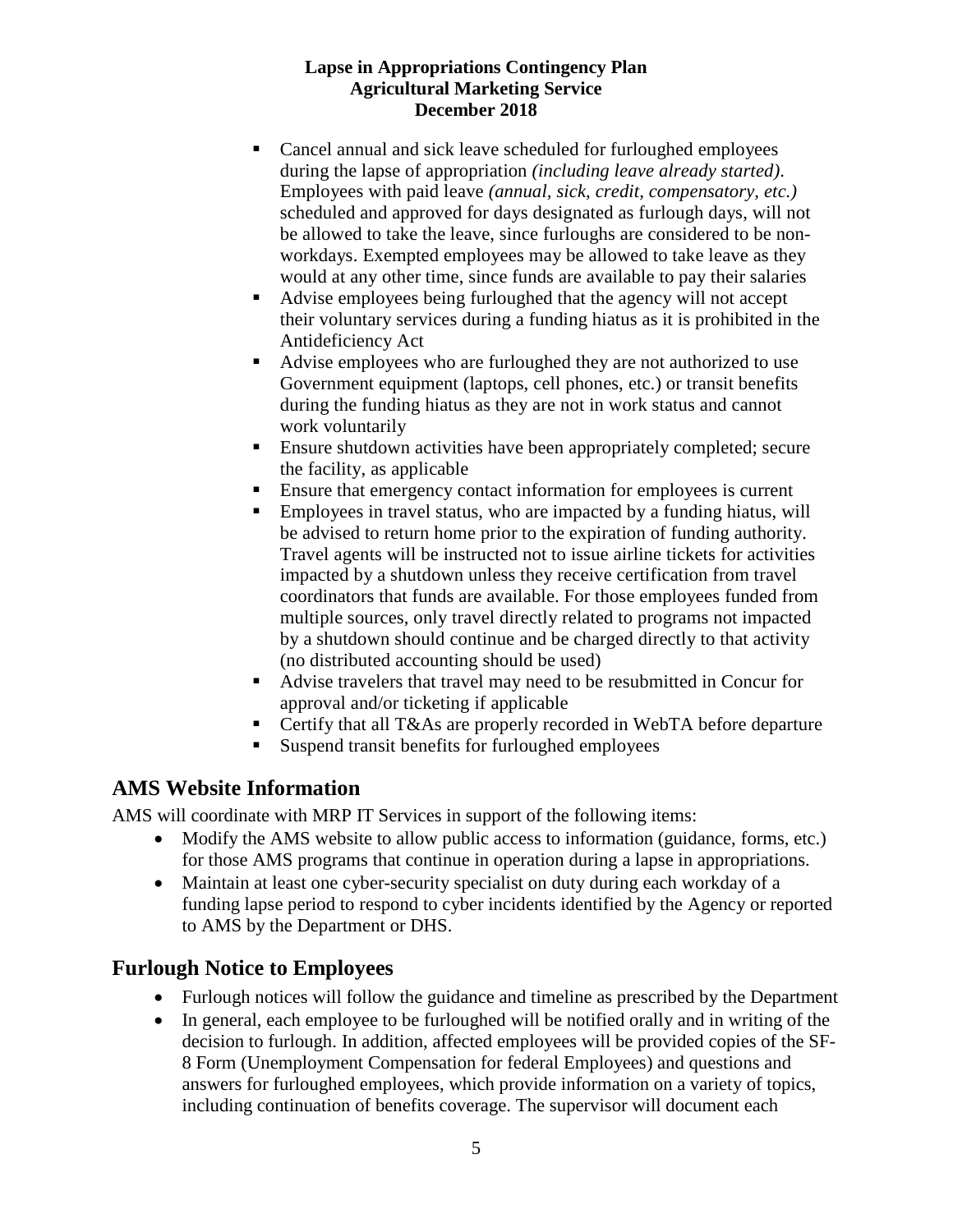- Cancel annual and sick leave scheduled for furloughed employees during the lapse of appropriation *(including leave already started)*. Employees with paid leave *(annual, sick, credit, compensatory, etc.)* scheduled and approved for days designated as furlough days, will not be allowed to take the leave, since furloughs are considered to be non-workdays. Exempted employees may be allowed to take leave as they would at any other time, since funds are available to pay their salaries
- Advise employees being furloughed that the agency will not accept their voluntary services during a funding hiatus as it is prohibited in the Antideficiency Act
- Advise employees who are furloughed they are not authorized to use Government equipment (laptops, cell phones, etc.) or transit benefits during the funding hiatus as they are not in work status and cannot work voluntarily
- Ensure shutdown activities have been appropriately completed; secure the facility, as applicable
- Ensure that emergency contact information for employees is current
- Employees in travel status, who are impacted by a funding hiatus, will be advised to return home prior to the expiration of funding authority. Travel agents will be instructed not to issue airline tickets for activities impacted by a shutdown unless they receive certification from travel coordinators that funds are available. For those employees funded from multiple sources, only travel directly related to programs not impacted by a shutdown should continue and be charged directly to that activity (no distributed accounting should be used)
- Advise travelers that travel may need to be resubmitted in Concur for approval and/or ticketing if applicable
- Certify that all T&As are properly recorded in WebTA before departure
- Suspend transit benefits for furloughed employees

## AMS Website Information

AMS will coordinate with MRP IT Services in support of the following items:

- Modify the AMS website to allow public access to information (guidance, forms, etc.) for those AMS programs that continue in operation during a lapse in appropriations.
- Maintain at least one cyber-security specialist on duty during each workday of a funding lapse period to respond to cyber incidents identified by the Agency or reported to AMS by the Department or DHS.

## Furlough Notice to Employees

- Furlough notices will follow the guidance and timeline as prescribed by the Department
- In general, each employee to be furloughed will be notified orally and in writing of the decision to furlough. In addition, affected employees will be provided copies of the SF-8 Form (Unemployment Compensation for federal Employees) and questions and answers for furloughed employees, which provide information on a variety of topics, including continuation of benefits coverage. The supervisor will document each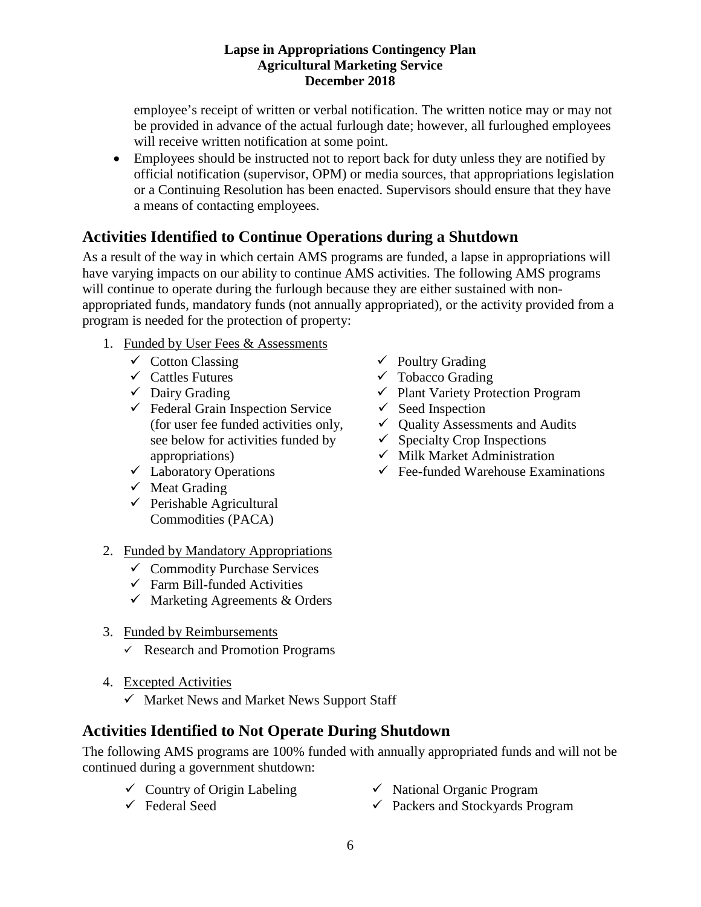employee's receipt of written or verbal notification. The written notice may or may not be provided in advance of the actual furlough date; however, all furloughed employees will receive written notification at some point.

- Employees should be instructed not to report back for duty unless they are notified by official notification (supervisor, OPM) or media sources, that appropriations legislation or a Continuing Resolution has been enacted. Supervisors should ensure that they have a means of contacting employees.

## Activities Identified to Continue Operations during a Shutdown

As a result of the way in which certain AMS programs are funded, a lapse in appropriations will have varying impacts on our ability to continue AMS activities. The following AMS programs will continue to operate during the furlough because they are either sustained with non-appropriated funds, mandatory funds (not annually appropriated), or the activity provided from a program is needed for the protection of property:

1. Funded by User Fees & Assessments
   - ✓ Cotton Classing
   - ✓ Cattles Futures
   - ✓ Dairy Grading
   - ✓ Federal Grain Inspection Service (for user fee funded activities only, see below for activities funded by appropriations)
   - ✓ Laboratory Operations
   - ✓ Meat Grading
   - ✓ Perishable Agricultural Commodities (PACA)
   - ✓ Poultry Grading
   - ✓ Tobacco Grading
   - ✓ Plant Variety Protection Program
   - ✓ Seed Inspection
   - ✓ Quality Assessments and Audits
   - ✓ Specialty Crop Inspections
   - ✓ Milk Market Administration
   - ✓ Fee-funded Warehouse Examinations

2. Funded by Mandatory Appropriations
   - ✓ Commodity Purchase Services
   - ✓ Farm Bill-funded Activities
   - ✓ Marketing Agreements & Orders

3. Funded by Reimbursements
   - ✓ Research and Promotion Programs

4. Excepted Activities
   - ✓ Market News and Market News Support Staff

## Activities Identified to Not Operate During Shutdown

The following AMS programs are 100% funded with annually appropriated funds and will not be continued during a government shutdown:

- ✓ Country of Origin Labeling
- ✓ Federal Seed
- ✓ National Organic Program
- ✓ Packers and Stockyards Program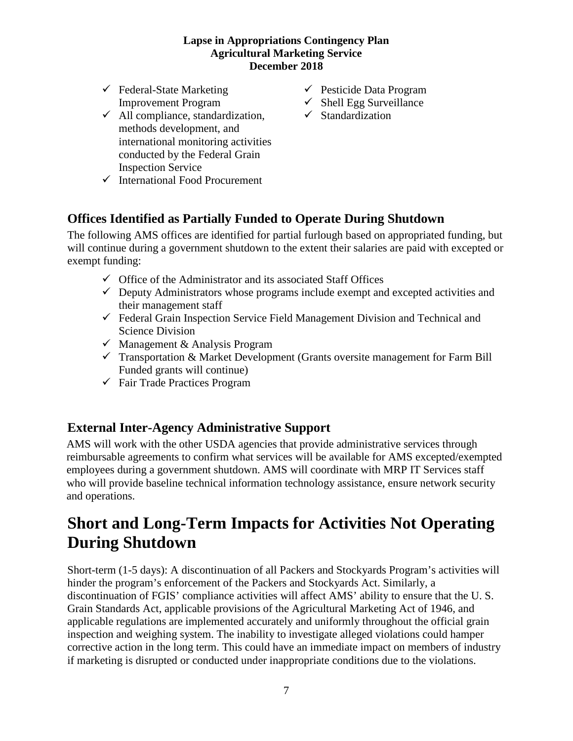- ✓ Federal-State Marketing Improvement Program
- ✓ All compliance, standardization, methods development, and international monitoring activities conducted by the Federal Grain Inspection Service
- ✓ International Food Procurement
- ✓ Pesticide Data Program
- ✓ Shell Egg Surveillance
- ✓ Standardization

## Offices Identified as Partially Funded to Operate During Shutdown

The following AMS offices are identified for partial furlough based on appropriated funding, but will continue during a government shutdown to the extent their salaries are paid with excepted or exempt funding:

- ✓ Office of the Administrator and its associated Staff Offices
- ✓ Deputy Administrators whose programs include exempt and excepted activities and their management staff
- ✓ Federal Grain Inspection Service Field Management Division and Technical and Science Division
- ✓ Management & Analysis Program
- ✓ Transportation & Market Development (Grants oversite management for Farm Bill Funded grants will continue)
- ✓ Fair Trade Practices Program

## External Inter-Agency Administrative Support

AMS will work with the other USDA agencies that provide administrative services through reimbursable agreements to confirm what services will be available for AMS excepted/exempted employees during a government shutdown. AMS will coordinate with MRP IT Services staff who will provide baseline technical information technology assistance, ensure network security and operations.

# Short and Long-Term Impacts for Activities Not Operating During Shutdown

Short-term (1-5 days): A discontinuation of all Packers and Stockyards Program's activities will hinder the program's enforcement of the Packers and Stockyards Act. Similarly, a discontinuation of FGIS' compliance activities will affect AMS' ability to ensure that the U. S. Grain Standards Act, applicable provisions of the Agricultural Marketing Act of 1946, and applicable regulations are implemented accurately and uniformly throughout the official grain inspection and weighing system. The inability to investigate alleged violations could hamper corrective action in the long term. This could have an immediate impact on members of industry if marketing is disrupted or conducted under inappropriate conditions due to the violations.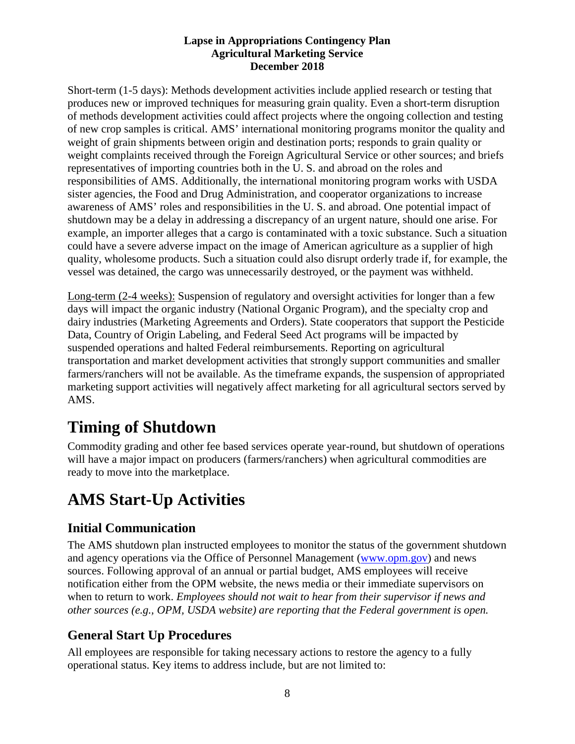Short-term (1-5 days): Methods development activities include applied research or testing that produces new or improved techniques for measuring grain quality. Even a short-term disruption of methods development activities could affect projects where the ongoing collection and testing of new crop samples is critical. AMS' international monitoring programs monitor the quality and weight of grain shipments between origin and destination ports; responds to grain quality or weight complaints received through the Foreign Agricultural Service or other sources; and briefs representatives of importing countries both in the U. S. and abroad on the roles and responsibilities of AMS. Additionally, the international monitoring program works with USDA sister agencies, the Food and Drug Administration, and cooperator organizations to increase awareness of AMS' roles and responsibilities in the U. S. and abroad. One potential impact of shutdown may be a delay in addressing a discrepancy of an urgent nature, should one arise. For example, an importer alleges that a cargo is contaminated with a toxic substance. Such a situation could have a severe adverse impact on the image of American agriculture as a supplier of high quality, wholesome products. Such a situation could also disrupt orderly trade if, for example, the vessel was detained, the cargo was unnecessarily destroyed, or the payment was withheld.

<u>Long-term (2-4 weeks):</u> Suspension of regulatory and oversight activities for longer than a few days will impact the organic industry (National Organic Program), and the specialty crop and dairy industries (Marketing Agreements and Orders). State cooperators that support the Pesticide Data, Country of Origin Labeling, and Federal Seed Act programs will be impacted by suspended operations and halted Federal reimbursements. Reporting on agricultural transportation and market development activities that strongly support communities and smaller farmers/ranchers will not be available. As the timeframe expands, the suspension of appropriated marketing support activities will negatively affect marketing for all agricultural sectors served by AMS.

# Timing of Shutdown

Commodity grading and other fee based services operate year-round, but shutdown of operations will have a major impact on producers (farmers/ranchers) when agricultural commodities are ready to move into the marketplace.

# AMS Start-Up Activities

## Initial Communication

The AMS shutdown plan instructed employees to monitor the status of the government shutdown and agency operations via the Office of Personnel Management (www.opm.gov) and news sources. Following approval of an annual or partial budget, AMS employees will receive notification either from the OPM website, the news media or their immediate supervisors on when to return to work. *Employees should not wait to hear from their supervisor if news and other sources (e.g., OPM, USDA website) are reporting that the Federal government is open.*

## General Start Up Procedures

All employees are responsible for taking necessary actions to restore the agency to a fully operational status. Key items to address include, but are not limited to: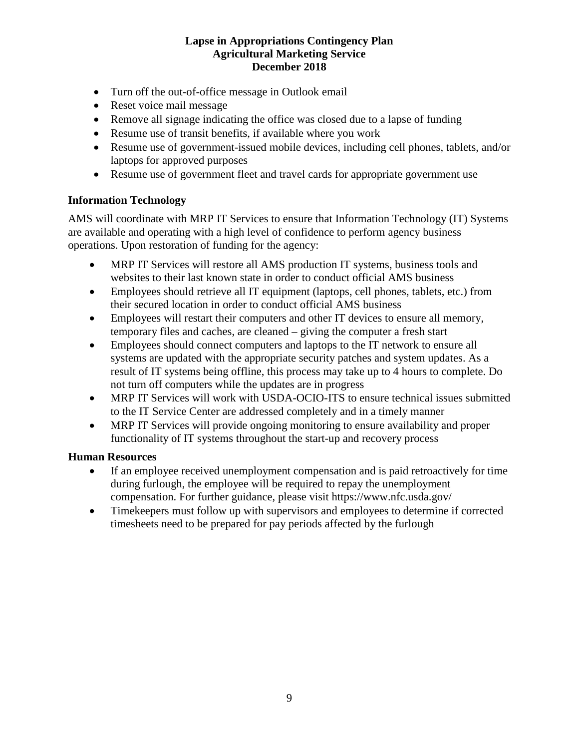- Turn off the out-of-office message in Outlook email
- Reset voice mail message
- Remove all signage indicating the office was closed due to a lapse of funding
- Resume use of transit benefits, if available where you work
- Resume use of government-issued mobile devices, including cell phones, tablets, and/or laptops for approved purposes
- Resume use of government fleet and travel cards for appropriate government use

### Information Technology

AMS will coordinate with MRP IT Services to ensure that Information Technology (IT) Systems are available and operating with a high level of confidence to perform agency business operations. Upon restoration of funding for the agency:

- MRP IT Services will restore all AMS production IT systems, business tools and websites to their last known state in order to conduct official AMS business
- Employees should retrieve all IT equipment (laptops, cell phones, tablets, etc.) from their secured location in order to conduct official AMS business
- Employees will restart their computers and other IT devices to ensure all memory, temporary files and caches, are cleaned – giving the computer a fresh start
- Employees should connect computers and laptops to the IT network to ensure all systems are updated with the appropriate security patches and system updates. As a result of IT systems being offline, this process may take up to 4 hours to complete. Do not turn off computers while the updates are in progress
- MRP IT Services will work with USDA-OCIO-ITS to ensure technical issues submitted to the IT Service Center are addressed completely and in a timely manner
- MRP IT Services will provide ongoing monitoring to ensure availability and proper functionality of IT systems throughout the start-up and recovery process

### Human Resources

- If an employee received unemployment compensation and is paid retroactively for time during furlough, the employee will be required to repay the unemployment compensation. For further guidance, please visit https://www.nfc.usda.gov/
- Timekeepers must follow up with supervisors and employees to determine if corrected timesheets need to be prepared for pay periods affected by the furlough